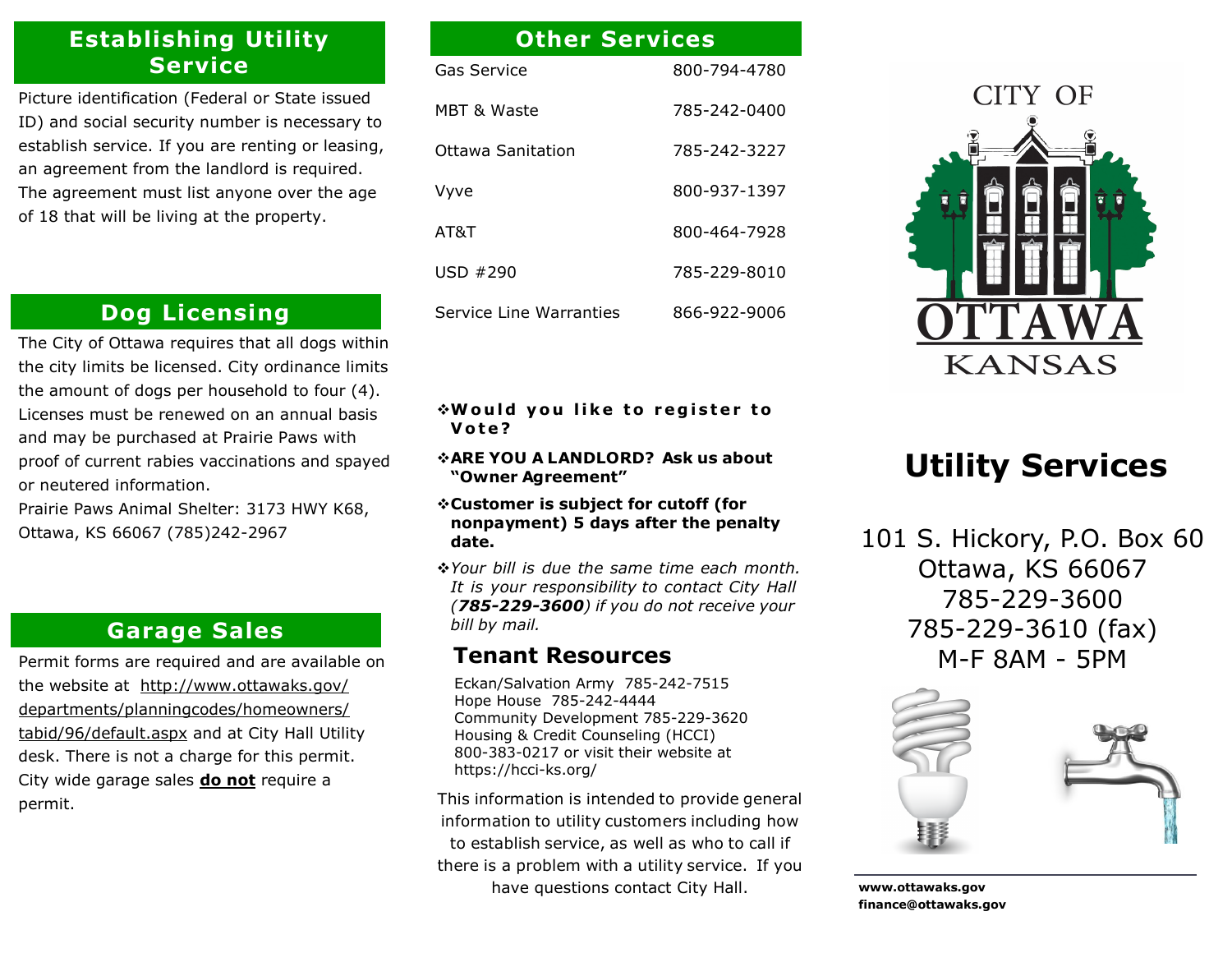## Establishing Utility Service

Picture identification (Federal or State issued ID) and social security number is necessary to establish service. If you are renting or leasing, an agreement from the landlord is required. The agreement must list anyone over the age of 18 that will be living at the property.

## Dog Licensing

The City of Ottawa requires that all dogs within the city limits be licensed. City ordinance limits the amount of dogs per household to four (4). Licenses must be renewed on an annual basis and may be purchased at Prairie Paws with proof of current rabies vaccinations and spayed or neutered information.

Prairie Paws Animal Shelter: 3173 HWY K68, Ottawa, KS 66067 (785)242-2967

## Garage Sales

Permit forms are required and are available on the website at http://www.ottawaks.gov/departments/planningcodes/homeowners/tabid/96/default.aspx and at City Hall Utility desk. There is not a charge for this permit. City wide garage sales **do not** require a permit.

## Other Services

| | |
|---|---|
| Gas Service | 800-794-4780 |
| MBT & Waste | 785-242-0400 |
| Ottawa Sanitation | 785-242-3227 |
| Vyve | 800-937-1397 |
| AT&T | 800-464-7928 |
| USD #290 | 785-229-8010 |
| Service Line Warranties | 866-922-9006 |

- **Would you like to register to Vote?**
- **ARE YOU A LANDLORD? Ask us about "Owner Agreement"**
- **Customer is subject for cutoff (for nonpayment) 5 days after the penalty date.**
- *Your bill is due the same time each month. It is your responsibility to contact City Hall (**785-229-3600**) if you do not receive your bill by mail.*

## Tenant Resources

Eckan/Salvation Army 785-242-7515
Hope House 785-242-4444
Community Development 785-229-3620
Housing & Credit Counseling (HCCI) 800-383-0217 or visit their website at https://hcci-ks.org/

This information is intended to provide general information to utility customers including how to establish service, as well as who to call if there is a problem with a utility service. If you have questions contact City Hall.

CITY OF OTTAWA KANSAS

# Utility Services

101 S. Hickory, P.O. Box 60
Ottawa, KS 66067
785-229-3600
785-229-3610 (fax)
M-F 8AM - 5PM

**www.ottawaks.gov**
**finance@ottawaks.gov**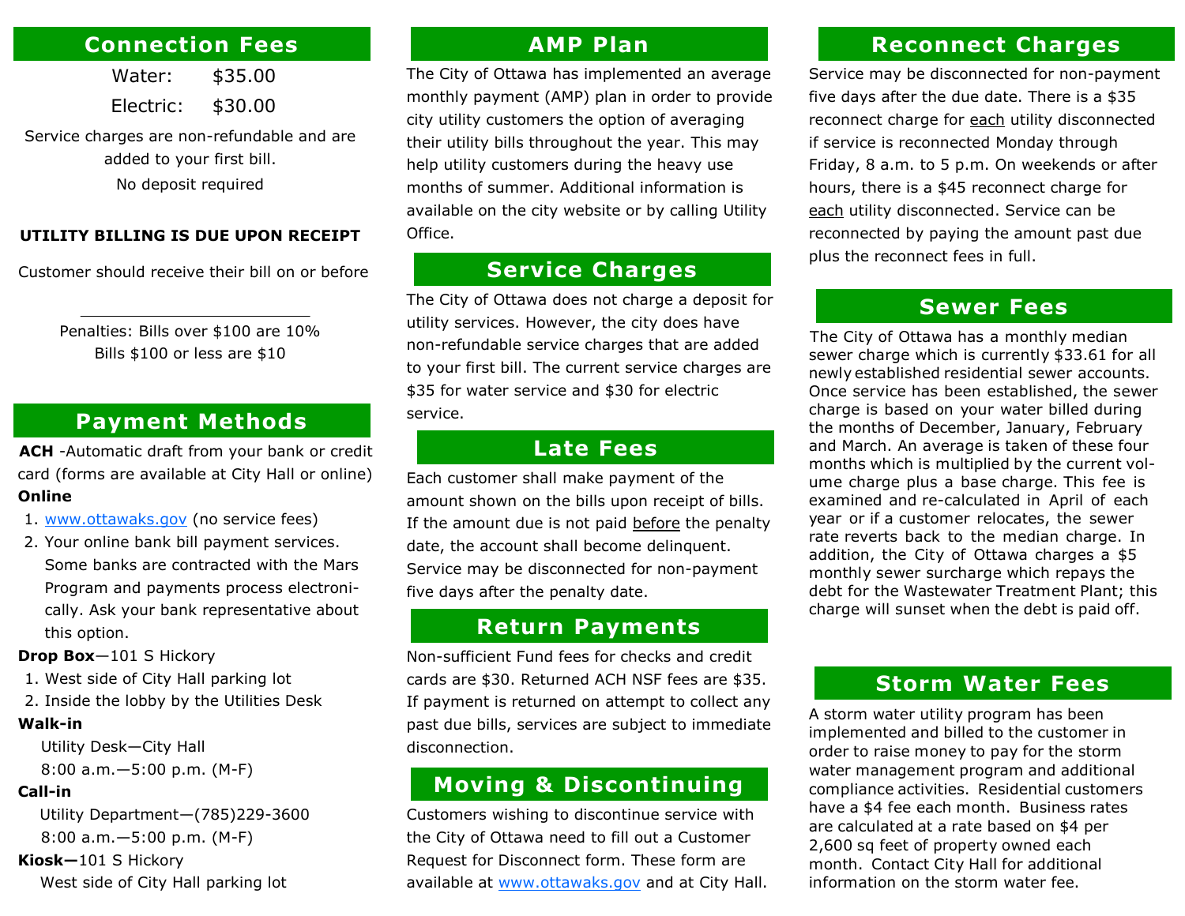## Connection Fees

| | |
|---|---|
| Water: | $35.00 |
| Electric: | $30.00 |

Service charges are non-refundable and are added to your first bill.

No deposit required

**UTILITY BILLING IS DUE UPON RECEIPT**

Customer should receive their bill on or before

\_\_\_\_\_\_\_\_\_\_\_\_\_\_\_\_\_\_\_\_\_\_\_\_\_\_\_\_

Penalties: Bills over $100 are 10%
Bills $100 or less are $10

## Payment Methods

**ACH** -Automatic draft from your bank or credit card (forms are available at City Hall or online)

**Online**

1. www.ottawaks.gov (no service fees)
2. Your online bank bill payment services. Some banks are contracted with the Mars Program and payments process electronically. Ask your bank representative about this option.

**Drop Box**—101 S Hickory

1. West side of City Hall parking lot
2. Inside the lobby by the Utilities Desk

**Walk-in**

Utility Desk—City Hall
8:00 a.m.—5:00 p.m. (M-F)

**Call-in**

Utility Department—(785)229-3600
8:00 a.m.—5:00 p.m. (M-F)

**Kiosk—**101 S Hickory

West side of City Hall parking lot

## AMP Plan

The City of Ottawa has implemented an average monthly payment (AMP) plan in order to provide city utility customers the option of averaging their utility bills throughout the year. This may help utility customers during the heavy use months of summer. Additional information is available on the city website or by calling Utility Office.

## Service Charges

The City of Ottawa does not charge a deposit for utility services. However, the city does have non-refundable service charges that are added to your first bill. The current service charges are $35 for water service and $30 for electric service.

## Late Fees

Each customer shall make payment of the amount shown on the bills upon receipt of bills. If the amount due is not paid before the penalty date, the account shall become delinquent. Service may be disconnected for non-payment five days after the penalty date.

## Return Payments

Non-sufficient Fund fees for checks and credit cards are $30. Returned ACH NSF fees are $35. If payment is returned on attempt to collect any past due bills, services are subject to immediate disconnection.

## Moving & Discontinuing

Customers wishing to discontinue service with the City of Ottawa need to fill out a Customer Request for Disconnect form. These form are available at www.ottawaks.gov and at City Hall.

## Reconnect Charges

Service may be disconnected for non-payment five days after the due date. There is a $35 reconnect charge for each utility disconnected if service is reconnected Monday through Friday, 8 a.m. to 5 p.m. On weekends or after hours, there is a $45 reconnect charge for each utility disconnected. Service can be reconnected by paying the amount past due plus the reconnect fees in full.

## Sewer Fees

The City of Ottawa has a monthly median sewer charge which is currently $33.61 for all newly established residential sewer accounts. Once service has been established, the sewer charge is based on your water billed during the months of December, January, February and March. An average is taken of these four months which is multiplied by the current volume charge plus a base charge. This fee is examined and re-calculated in April of each year or if a customer relocates, the sewer rate reverts back to the median charge. In addition, the City of Ottawa charges a $5 monthly sewer surcharge which repays the debt for the Wastewater Treatment Plant; this charge will sunset when the debt is paid off.

## Storm Water Fees

A storm water utility program has been implemented and billed to the customer in order to raise money to pay for the storm water management program and additional compliance activities. Residential customers have a $4 fee each month. Business rates are calculated at a rate based on $4 per 2,600 sq feet of property owned each month. Contact City Hall for additional information on the storm water fee.